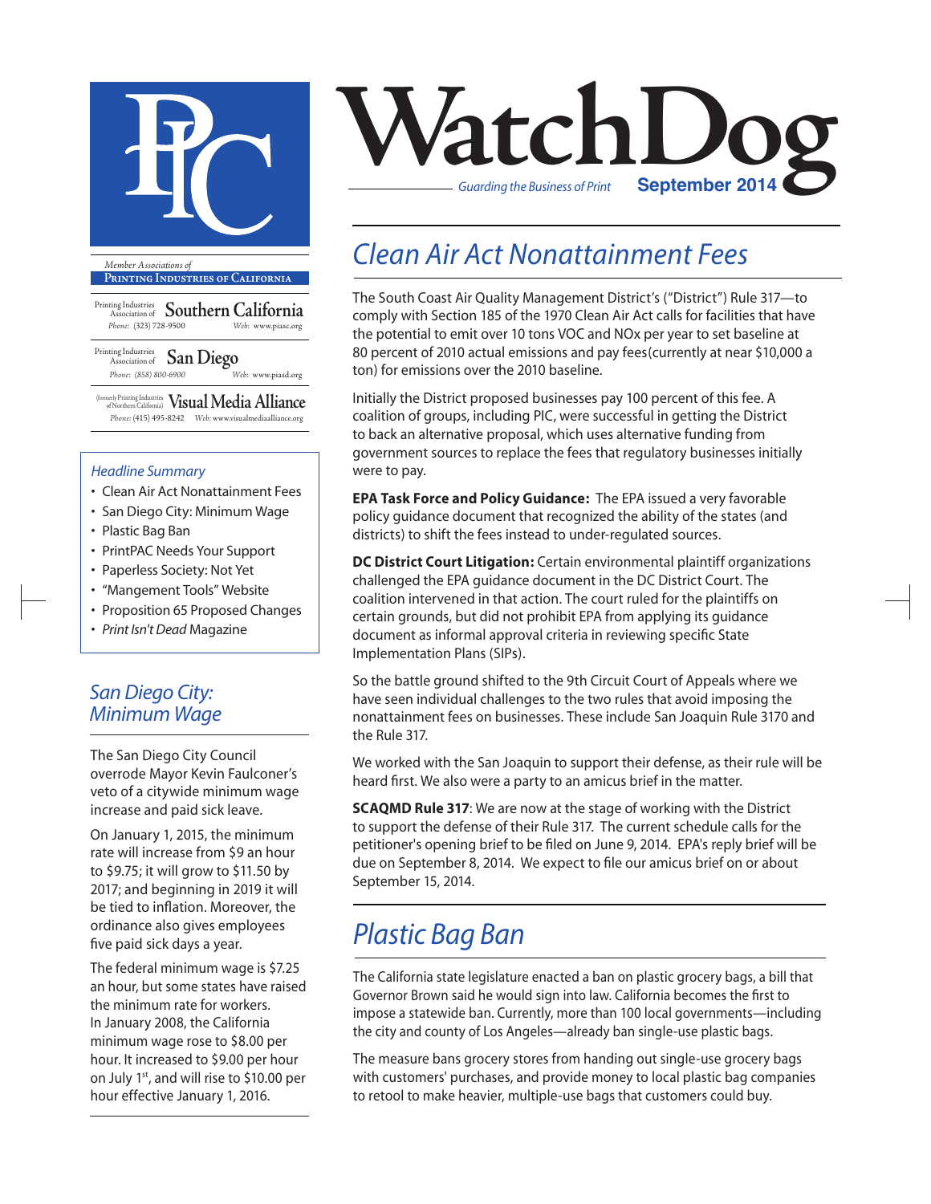# WatchDog

*Guarding the Business of Print* **September 2014**

PIC

*Member Associations of*
**Printing Industries of California**

Printing Industries Association of **Southern California**
Phone: (323) 728-9500 Web: www.piasc.org

Printing Industries Association of **San Diego**
Phone: (858) 800-6900 Web: www.piasd.org

(formerly Printing Industries of Northern California) **Visual Media Alliance**
Phone: (415) 495-8242 Web: www.visualmediaalliance.org

*Headline Summary*

- Clean Air Act Nonattainment Fees
- San Diego City: Minimum Wage
- Plastic Bag Ban
- PrintPAC Needs Your Support
- Paperless Society: Not Yet
- "Mangement Tools" Website
- Proposition 65 Proposed Changes
- *Print Isn't Dead* Magazine

## *San Diego City: Minimum Wage*

The San Diego City Council overrode Mayor Kevin Faulconer's veto of a citywide minimum wage increase and paid sick leave.

On January 1, 2015, the minimum rate will increase from $9 an hour to $9.75; it will grow to $11.50 by 2017; and beginning in 2019 it will be tied to inflation. Moreover, the ordinance also gives employees five paid sick days a year.

The federal minimum wage is $7.25 an hour, but some states have raised the minimum rate for workers. In January 2008, the California minimum wage rose to $8.00 per hour. It increased to $9.00 per hour on July 1st, and will rise to $10.00 per hour effective January 1, 2016.

## *Clean Air Act Nonattainment Fees*

The South Coast Air Quality Management District's ("District") Rule 317—to comply with Section 185 of the 1970 Clean Air Act calls for facilities that have the potential to emit over 10 tons VOC and NOx per year to set baseline at 80 percent of 2010 actual emissions and pay fees(currently at near $10,000 a ton) for emissions over the 2010 baseline.

Initially the District proposed businesses pay 100 percent of this fee. A coalition of groups, including PIC, were successful in getting the District to back an alternative proposal, which uses alternative funding from government sources to replace the fees that regulatory businesses initially were to pay.

**EPA Task Force and Policy Guidance:** The EPA issued a very favorable policy guidance document that recognized the ability of the states (and districts) to shift the fees instead to under-regulated sources.

**DC District Court Litigation:** Certain environmental plaintiff organizations challenged the EPA guidance document in the DC District Court. The coalition intervened in that action. The court ruled for the plaintiffs on certain grounds, but did not prohibit EPA from applying its guidance document as informal approval criteria in reviewing specific State Implementation Plans (SIPs).

So the battle ground shifted to the 9th Circuit Court of Appeals where we have seen individual challenges to the two rules that avoid imposing the nonattainment fees on businesses. These include San Joaquin Rule 3170 and the Rule 317.

We worked with the San Joaquin to support their defense, as their rule will be heard first. We also were a party to an amicus brief in the matter.

**SCAQMD Rule 317**: We are now at the stage of working with the District to support the defense of their Rule 317. The current schedule calls for the petitioner's opening brief to be filed on June 9, 2014. EPA's reply brief will be due on September 8, 2014. We expect to file our amicus brief on or about September 15, 2014.

## *Plastic Bag Ban*

The California state legislature enacted a ban on plastic grocery bags, a bill that Governor Brown said he would sign into law. California becomes the first to impose a statewide ban. Currently, more than 100 local governments—including the city and county of Los Angeles—already ban single-use plastic bags.

The measure bans grocery stores from handing out single-use grocery bags with customers' purchases, and provide money to local plastic bag companies to retool to make heavier, multiple-use bags that customers could buy.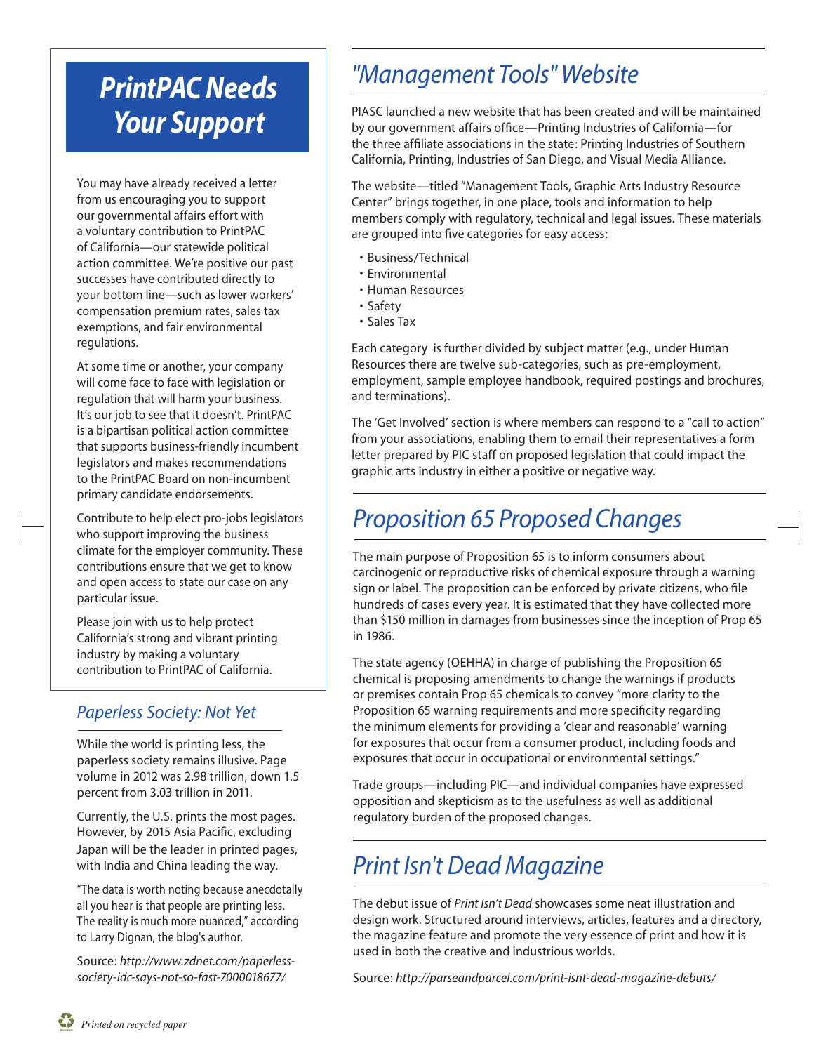## PrintPAC Needs Your Support

You may have already received a letter from us encouraging you to support our governmental affairs effort with a voluntary contribution to PrintPAC of California—our statewide political action committee. We're positive our past successes have contributed directly to your bottom line—such as lower workers' compensation premium rates, sales tax exemptions, and fair environmental regulations.

At some time or another, your company will come face to face with legislation or regulation that will harm your business. It's our job to see that it doesn't. PrintPAC is a bipartisan political action committee that supports business-friendly incumbent legislators and makes recommendations to the PrintPAC Board on non-incumbent primary candidate endorsements.

Contribute to help elect pro-jobs legislators who support improving the business climate for the employer community. These contributions ensure that we get to know and open access to state our case on any particular issue.

Please join with us to help protect California's strong and vibrant printing industry by making a voluntary contribution to PrintPAC of California.

### *Paperless Society: Not Yet*

While the world is printing less, the paperless society remains illusive. Page volume in 2012 was 2.98 trillion, down 1.5 percent from 3.03 trillion in 2011.

Currently, the U.S. prints the most pages. However, by 2015 Asia Pacific, excluding Japan will be the leader in printed pages, with India and China leading the way.

"The data is worth noting because anecdotally all you hear is that people are printing less. The reality is much more nuanced," according to Larry Dignan, the blog's author.

Source: *http://www.zdnet.com/paperless-society-idc-says-not-so-fast-7000018677/*

## *"Management Tools" Website*

PIASC launched a new website that has been created and will be maintained by our government affairs office—Printing Industries of California—for the three affiliate associations in the state: Printing Industries of Southern California, Printing, Industries of San Diego, and Visual Media Alliance.

The website—titled "Management Tools, Graphic Arts Industry Resource Center" brings together, in one place, tools and information to help members comply with regulatory, technical and legal issues. These materials are grouped into five categories for easy access:

- Business/Technical
- Environmental
- Human Resources
- Safety
- Sales Tax

Each category is further divided by subject matter (e.g., under Human Resources there are twelve sub-categories, such as pre-employment, employment, sample employee handbook, required postings and brochures, and terminations).

The 'Get Involved' section is where members can respond to a "call to action" from your associations, enabling them to email their representatives a form letter prepared by PIC staff on proposed legislation that could impact the graphic arts industry in either a positive or negative way.

## *Proposition 65 Proposed Changes*

The main purpose of Proposition 65 is to inform consumers about carcinogenic or reproductive risks of chemical exposure through a warning sign or label. The proposition can be enforced by private citizens, who file hundreds of cases every year. It is estimated that they have collected more than $150 million in damages from businesses since the inception of Prop 65 in 1986.

The state agency (OEHHA) in charge of publishing the Proposition 65 chemical is proposing amendments to change the warnings if products or premises contain Prop 65 chemicals to convey "more clarity to the Proposition 65 warning requirements and more specificity regarding the minimum elements for providing a 'clear and reasonable' warning for exposures that occur from a consumer product, including foods and exposures that occur in occupational or environmental settings."

Trade groups—including PIC—and individual companies have expressed opposition and skepticism as to the usefulness as well as additional regulatory burden of the proposed changes.

## *Print Isn't Dead Magazine*

The debut issue of *Print Isn't Dead* showcases some neat illustration and design work. Structured around interviews, articles, features and a directory, the magazine feature and promote the very essence of print and how it is used in both the creative and industrious worlds.

Source: *http://parseandparcel.com/print-isnt-dead-magazine-debuts/*

*Printed on recycled paper*